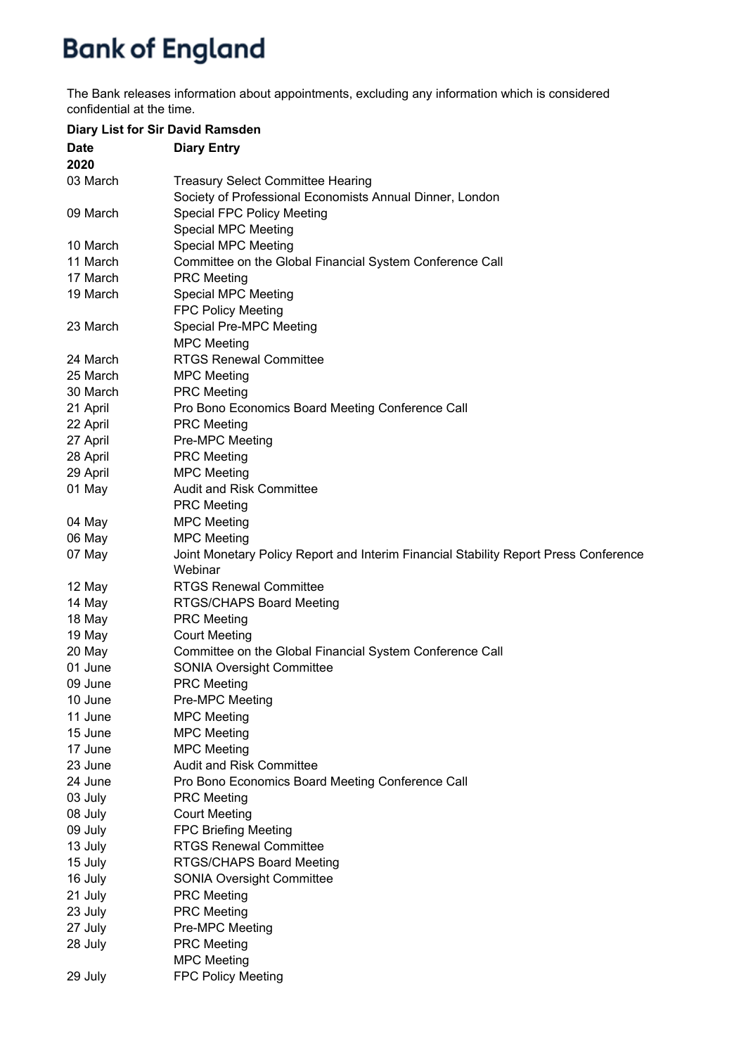# Bank of England

The Bank releases information about appointments, excluding any information which is considered confidential at the time.

**Diary List for Sir David Ramsden**

| **Date** | **Diary Entry** |
|---|---|
| **2020** | |
| 03 March | Treasury Select Committee Hearing |
| | Society of Professional Economists Annual Dinner, London |
| 09 March | Special FPC Policy Meeting |
| | Special MPC Meeting |
| 10 March | Special MPC Meeting |
| 11 March | Committee on the Global Financial System Conference Call |
| 17 March | PRC Meeting |
| 19 March | Special MPC Meeting |
| | FPC Policy Meeting |
| 23 March | Special Pre-MPC Meeting |
| | MPC Meeting |
| 24 March | RTGS Renewal Committee |
| 25 March | MPC Meeting |
| 30 March | PRC Meeting |
| 21 April | Pro Bono Economics Board Meeting Conference Call |
| 22 April | PRC Meeting |
| 27 April | Pre-MPC Meeting |
| 28 April | PRC Meeting |
| 29 April | MPC Meeting |
| 01 May | Audit and Risk Committee |
| | PRC Meeting |
| 04 May | MPC Meeting |
| 06 May | MPC Meeting |
| 07 May | Joint Monetary Policy Report and Interim Financial Stability Report Press Conference Webinar |
| 12 May | RTGS Renewal Committee |
| 14 May | RTGS/CHAPS Board Meeting |
| 18 May | PRC Meeting |
| 19 May | Court Meeting |
| 20 May | Committee on the Global Financial System Conference Call |
| 01 June | SONIA Oversight Committee |
| 09 June | PRC Meeting |
| 10 June | Pre-MPC Meeting |
| 11 June | MPC Meeting |
| 15 June | MPC Meeting |
| 17 June | MPC Meeting |
| 23 June | Audit and Risk Committee |
| 24 June | Pro Bono Economics Board Meeting Conference Call |
| 03 July | PRC Meeting |
| 08 July | Court Meeting |
| 09 July | FPC Briefing Meeting |
| 13 July | RTGS Renewal Committee |
| 15 July | RTGS/CHAPS Board Meeting |
| 16 July | SONIA Oversight Committee |
| 21 July | PRC Meeting |
| 23 July | PRC Meeting |
| 27 July | Pre-MPC Meeting |
| 28 July | PRC Meeting |
| | MPC Meeting |
| 29 July | FPC Policy Meeting |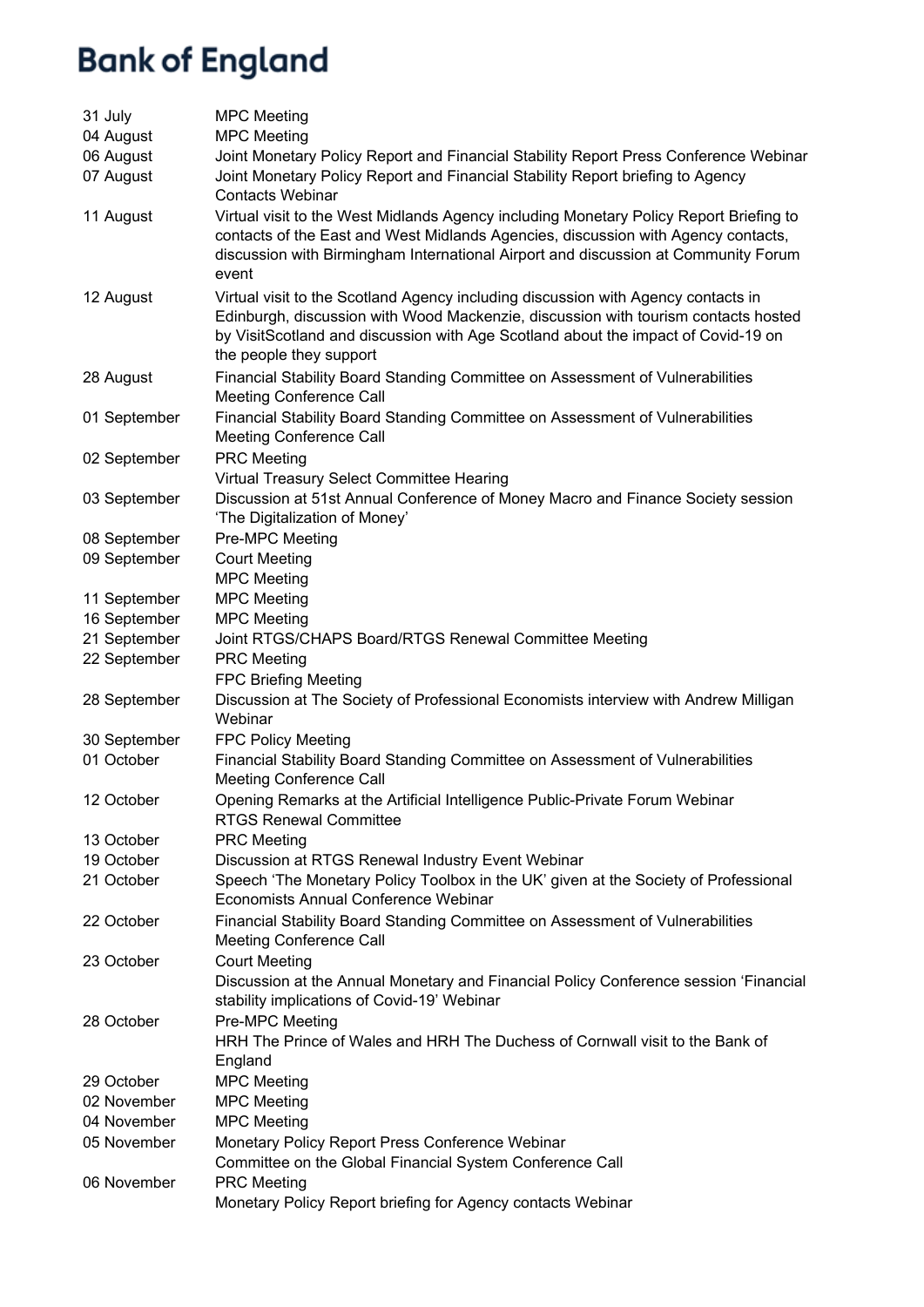| | |
|---|---|
| 31 July | MPC Meeting |
| 04 August | MPC Meeting |
| 06 August | Joint Monetary Policy Report and Financial Stability Report Press Conference Webinar |
| 07 August | Joint Monetary Policy Report and Financial Stability Report briefing to Agency Contacts Webinar |
| 11 August | Virtual visit to the West Midlands Agency including Monetary Policy Report Briefing to contacts of the East and West Midlands Agencies, discussion with Agency contacts, discussion with Birmingham International Airport and discussion at Community Forum event |
| 12 August | Virtual visit to the Scotland Agency including discussion with Agency contacts in Edinburgh, discussion with Wood Mackenzie, discussion with tourism contacts hosted by VisitScotland and discussion with Age Scotland about the impact of Covid-19 on the people they support |
| 28 August | Financial Stability Board Standing Committee on Assessment of Vulnerabilities Meeting Conference Call |
| 01 September | Financial Stability Board Standing Committee on Assessment of Vulnerabilities Meeting Conference Call |
| 02 September | PRC Meeting<br>Virtual Treasury Select Committee Hearing |
| 03 September | Discussion at 51st Annual Conference of Money Macro and Finance Society session 'The Digitalization of Money' |
| 08 September | Pre-MPC Meeting |
| 09 September | Court Meeting<br>MPC Meeting |
| 11 September | MPC Meeting |
| 16 September | MPC Meeting |
| 21 September | Joint RTGS/CHAPS Board/RTGS Renewal Committee Meeting |
| 22 September | PRC Meeting<br>FPC Briefing Meeting |
| 28 September | Discussion at The Society of Professional Economists interview with Andrew Milligan Webinar |
| 30 September | FPC Policy Meeting |
| 01 October | Financial Stability Board Standing Committee on Assessment of Vulnerabilities Meeting Conference Call |
| 12 October | Opening Remarks at the Artificial Intelligence Public-Private Forum Webinar<br>RTGS Renewal Committee |
| 13 October | PRC Meeting |
| 19 October | Discussion at RTGS Renewal Industry Event Webinar |
| 21 October | Speech 'The Monetary Policy Toolbox in the UK' given at the Society of Professional Economists Annual Conference Webinar |
| 22 October | Financial Stability Board Standing Committee on Assessment of Vulnerabilities Meeting Conference Call |
| 23 October | Court Meeting<br>Discussion at the Annual Monetary and Financial Policy Conference session 'Financial stability implications of Covid-19' Webinar |
| 28 October | Pre-MPC Meeting<br>HRH The Prince of Wales and HRH The Duchess of Cornwall visit to the Bank of England |
| 29 October | MPC Meeting |
| 02 November | MPC Meeting |
| 04 November | MPC Meeting |
| 05 November | Monetary Policy Report Press Conference Webinar<br>Committee on the Global Financial System Conference Call |
| 06 November | PRC Meeting<br>Monetary Policy Report briefing for Agency contacts Webinar |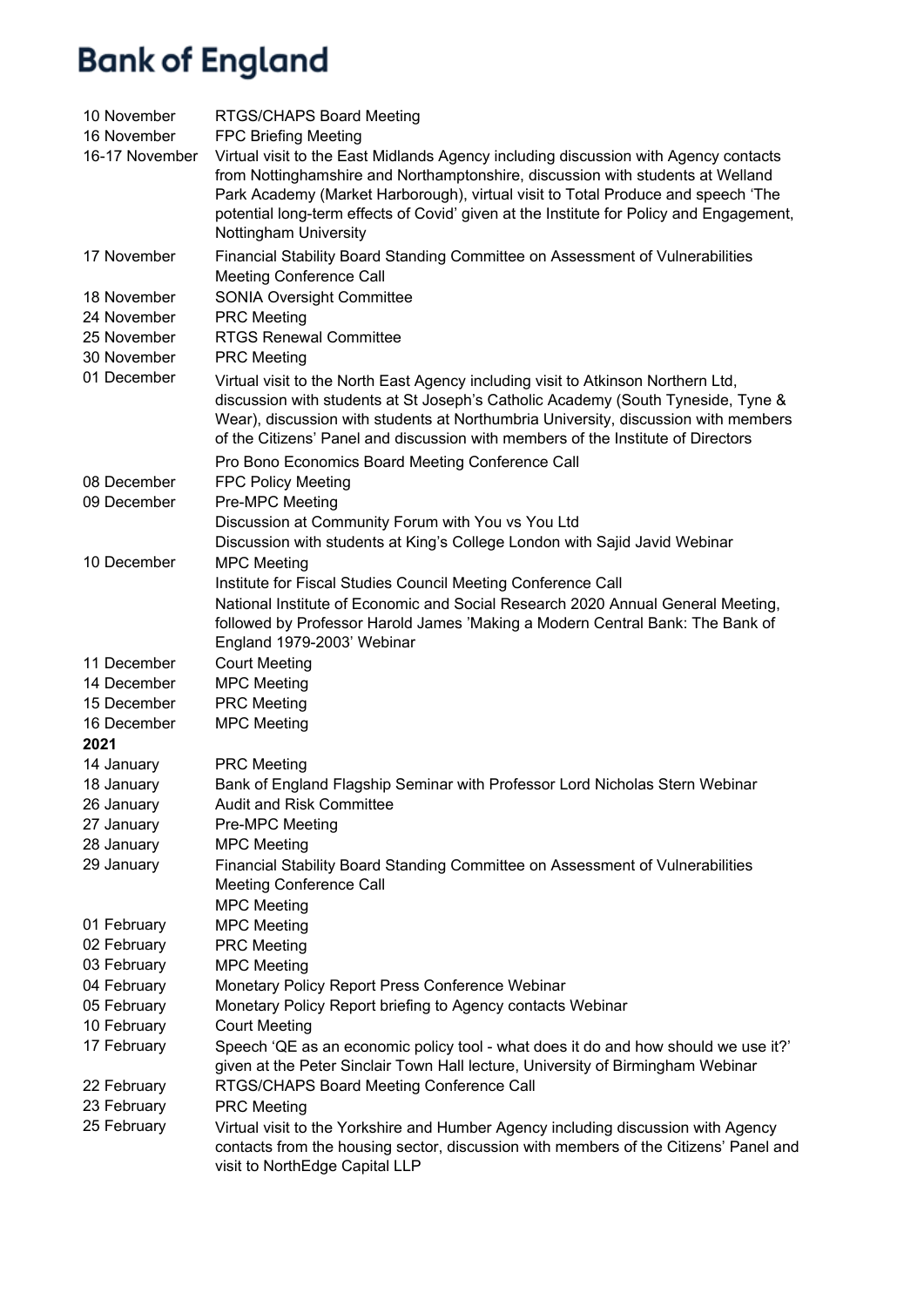| | |
|---|---|
| 10 November | RTGS/CHAPS Board Meeting |
| 16 November | FPC Briefing Meeting |
| 16-17 November | Virtual visit to the East Midlands Agency including discussion with Agency contacts from Nottinghamshire and Northamptonshire, discussion with students at Welland Park Academy (Market Harborough), virtual visit to Total Produce and speech 'The potential long-term effects of Covid' given at the Institute for Policy and Engagement, Nottingham University |
| 17 November | Financial Stability Board Standing Committee on Assessment of Vulnerabilities Meeting Conference Call |
| 18 November | SONIA Oversight Committee |
| 24 November | PRC Meeting |
| 25 November | RTGS Renewal Committee |
| 30 November | PRC Meeting |
| 01 December | Virtual visit to the North East Agency including visit to Atkinson Northern Ltd, discussion with students at St Joseph's Catholic Academy (South Tyneside, Tyne & Wear), discussion with students at Northumbria University, discussion with members of the Citizens' Panel and discussion with members of the Institute of Directors |
| | Pro Bono Economics Board Meeting Conference Call |
| 08 December | FPC Policy Meeting |
| 09 December | Pre-MPC Meeting |
| | Discussion at Community Forum with You vs You Ltd |
| | Discussion with students at King's College London with Sajid Javid Webinar |
| 10 December | MPC Meeting |
| | Institute for Fiscal Studies Council Meeting Conference Call |
| | National Institute of Economic and Social Research 2020 Annual General Meeting, followed by Professor Harold James 'Making a Modern Central Bank: The Bank of England 1979-2003' Webinar |
| 11 December | Court Meeting |
| 14 December | MPC Meeting |
| 15 December | PRC Meeting |
| 16 December | MPC Meeting |
| **2021** | |
| 14 January | PRC Meeting |
| 18 January | Bank of England Flagship Seminar with Professor Lord Nicholas Stern Webinar |
| 26 January | Audit and Risk Committee |
| 27 January | Pre-MPC Meeting |
| 28 January | MPC Meeting |
| 29 January | Financial Stability Board Standing Committee on Assessment of Vulnerabilities Meeting Conference Call |
| | MPC Meeting |
| 01 February | MPC Meeting |
| 02 February | PRC Meeting |
| 03 February | MPC Meeting |
| 04 February | Monetary Policy Report Press Conference Webinar |
| 05 February | Monetary Policy Report briefing to Agency contacts Webinar |
| 10 February | Court Meeting |
| 17 February | Speech 'QE as an economic policy tool - what does it do and how should we use it?' given at the Peter Sinclair Town Hall lecture, University of Birmingham Webinar |
| 22 February | RTGS/CHAPS Board Meeting Conference Call |
| 23 February | PRC Meeting |
| 25 February | Virtual visit to the Yorkshire and Humber Agency including discussion with Agency contacts from the housing sector, discussion with members of the Citizens' Panel and visit to NorthEdge Capital LLP |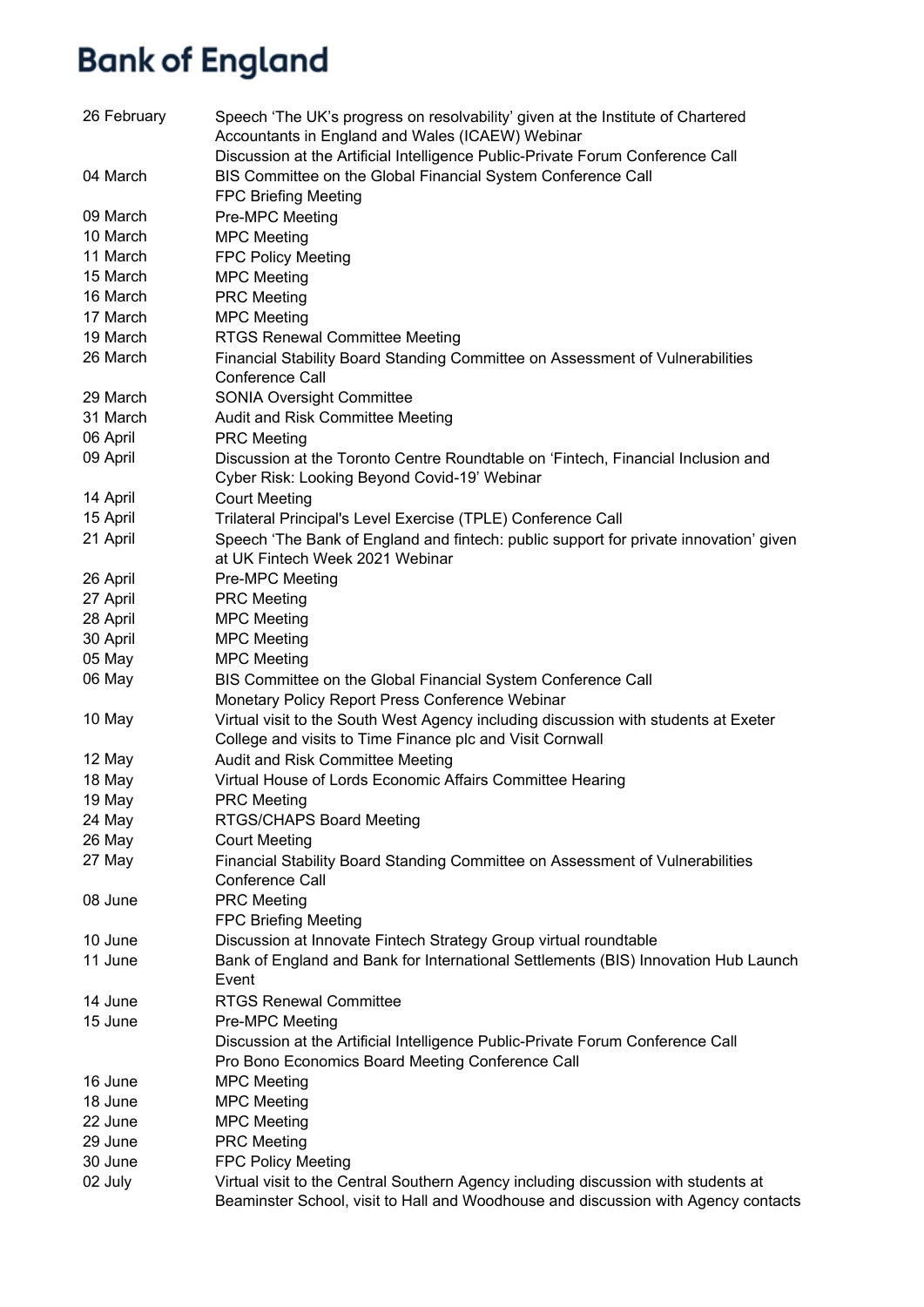# Bank of England

| | |
|---|---|
| 26 February | Speech 'The UK's progress on resolvability' given at the Institute of Chartered Accountants in England and Wales (ICAEW) Webinar |
| | Discussion at the Artificial Intelligence Public-Private Forum Conference Call |
| 04 March | BIS Committee on the Global Financial System Conference Call |
| | FPC Briefing Meeting |
| 09 March | Pre-MPC Meeting |
| 10 March | MPC Meeting |
| 11 March | FPC Policy Meeting |
| 15 March | MPC Meeting |
| 16 March | PRC Meeting |
| 17 March | MPC Meeting |
| 19 March | RTGS Renewal Committee Meeting |
| 26 March | Financial Stability Board Standing Committee on Assessment of Vulnerabilities Conference Call |
| 29 March | SONIA Oversight Committee |
| 31 March | Audit and Risk Committee Meeting |
| 06 April | PRC Meeting |
| 09 April | Discussion at the Toronto Centre Roundtable on 'Fintech, Financial Inclusion and Cyber Risk: Looking Beyond Covid-19' Webinar |
| 14 April | Court Meeting |
| 15 April | Trilateral Principal's Level Exercise (TPLE) Conference Call |
| 21 April | Speech 'The Bank of England and fintech: public support for private innovation' given at UK Fintech Week 2021 Webinar |
| 26 April | Pre-MPC Meeting |
| 27 April | PRC Meeting |
| 28 April | MPC Meeting |
| 30 April | MPC Meeting |
| 05 May | MPC Meeting |
| 06 May | BIS Committee on the Global Financial System Conference Call |
| | Monetary Policy Report Press Conference Webinar |
| 10 May | Virtual visit to the South West Agency including discussion with students at Exeter College and visits to Time Finance plc and Visit Cornwall |
| 12 May | Audit and Risk Committee Meeting |
| 18 May | Virtual House of Lords Economic Affairs Committee Hearing |
| 19 May | PRC Meeting |
| 24 May | RTGS/CHAPS Board Meeting |
| 26 May | Court Meeting |
| 27 May | Financial Stability Board Standing Committee on Assessment of Vulnerabilities Conference Call |
| 08 June | PRC Meeting |
| | FPC Briefing Meeting |
| 10 June | Discussion at Innovate Fintech Strategy Group virtual roundtable |
| 11 June | Bank of England and Bank for International Settlements (BIS) Innovation Hub Launch Event |
| 14 June | RTGS Renewal Committee |
| 15 June | Pre-MPC Meeting |
| | Discussion at the Artificial Intelligence Public-Private Forum Conference Call |
| | Pro Bono Economics Board Meeting Conference Call |
| 16 June | MPC Meeting |
| 18 June | MPC Meeting |
| 22 June | MPC Meeting |
| 29 June | PRC Meeting |
| 30 June | FPC Policy Meeting |
| 02 July | Virtual visit to the Central Southern Agency including discussion with students at Beaminster School, visit to Hall and Woodhouse and discussion with Agency contacts |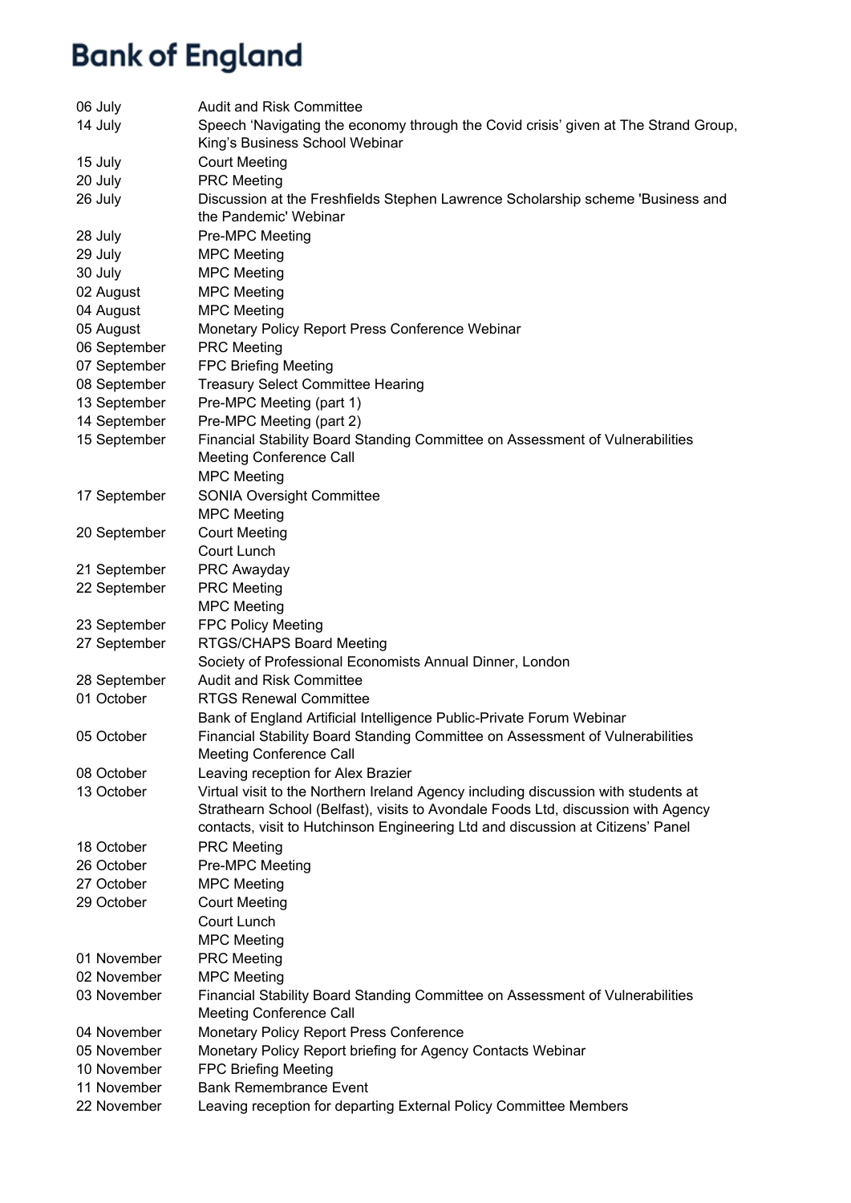| | |
|---|---|
| 06 July | Audit and Risk Committee |
| 14 July | Speech 'Navigating the economy through the Covid crisis' given at The Strand Group, King's Business School Webinar |
| 15 July | Court Meeting |
| 20 July | PRC Meeting |
| 26 July | Discussion at the Freshfields Stephen Lawrence Scholarship scheme 'Business and the Pandemic' Webinar |
| 28 July | Pre-MPC Meeting |
| 29 July | MPC Meeting |
| 30 July | MPC Meeting |
| 02 August | MPC Meeting |
| 04 August | MPC Meeting |
| 05 August | Monetary Policy Report Press Conference Webinar |
| 06 September | PRC Meeting |
| 07 September | FPC Briefing Meeting |
| 08 September | Treasury Select Committee Hearing |
| 13 September | Pre-MPC Meeting (part 1) |
| 14 September | Pre-MPC Meeting (part 2) |
| 15 September | Financial Stability Board Standing Committee on Assessment of Vulnerabilities Meeting Conference Call |
| | MPC Meeting |
| 17 September | SONIA Oversight Committee |
| | MPC Meeting |
| 20 September | Court Meeting |
| | Court Lunch |
| 21 September | PRC Awayday |
| 22 September | PRC Meeting |
| | MPC Meeting |
| 23 September | FPC Policy Meeting |
| 27 September | RTGS/CHAPS Board Meeting |
| | Society of Professional Economists Annual Dinner, London |
| 28 September | Audit and Risk Committee |
| 01 October | RTGS Renewal Committee |
| | Bank of England Artificial Intelligence Public-Private Forum Webinar |
| 05 October | Financial Stability Board Standing Committee on Assessment of Vulnerabilities Meeting Conference Call |
| 08 October | Leaving reception for Alex Brazier |
| 13 October | Virtual visit to the Northern Ireland Agency including discussion with students at Strathearn School (Belfast), visits to Avondale Foods Ltd, discussion with Agency contacts, visit to Hutchinson Engineering Ltd and discussion at Citizens' Panel |
| 18 October | PRC Meeting |
| 26 October | Pre-MPC Meeting |
| 27 October | MPC Meeting |
| 29 October | Court Meeting |
| | Court Lunch |
| | MPC Meeting |
| 01 November | PRC Meeting |
| 02 November | MPC Meeting |
| 03 November | Financial Stability Board Standing Committee on Assessment of Vulnerabilities Meeting Conference Call |
| 04 November | Monetary Policy Report Press Conference |
| 05 November | Monetary Policy Report briefing for Agency Contacts Webinar |
| 10 November | FPC Briefing Meeting |
| 11 November | Bank Remembrance Event |
| 22 November | Leaving reception for departing External Policy Committee Members |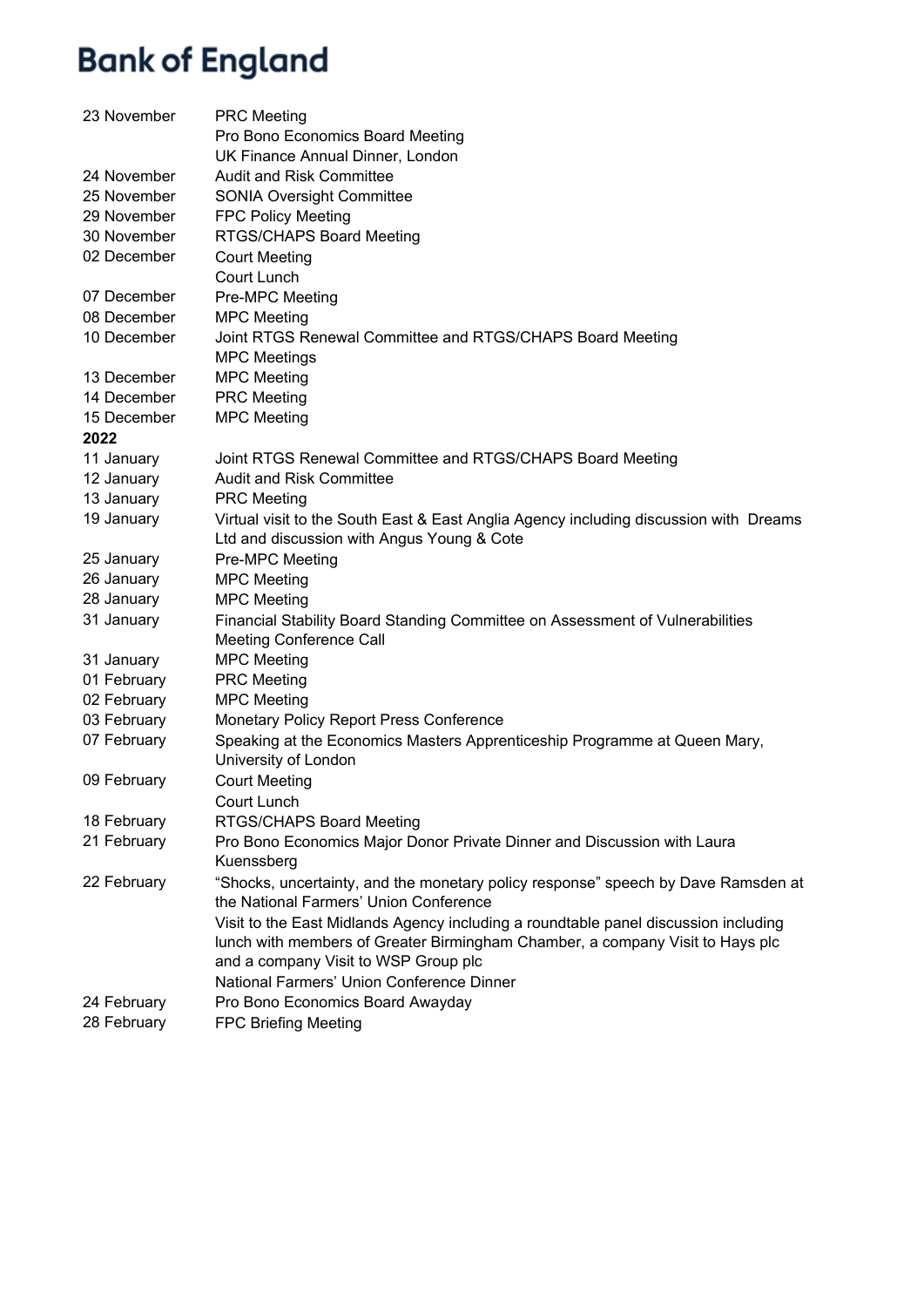# Bank of England

| | |
|---|---|
| 23 November | PRC Meeting |
| | Pro Bono Economics Board Meeting |
| | UK Finance Annual Dinner, London |
| 24 November | Audit and Risk Committee |
| 25 November | SONIA Oversight Committee |
| 29 November | FPC Policy Meeting |
| 30 November | RTGS/CHAPS Board Meeting |
| 02 December | Court Meeting |
| | Court Lunch |
| 07 December | Pre-MPC Meeting |
| 08 December | MPC Meeting |
| 10 December | Joint RTGS Renewal Committee and RTGS/CHAPS Board Meeting |
| | MPC Meetings |
| 13 December | MPC Meeting |
| 14 December | PRC Meeting |
| 15 December | MPC Meeting |
| **2022** | |
| 11 January | Joint RTGS Renewal Committee and RTGS/CHAPS Board Meeting |
| 12 January | Audit and Risk Committee |
| 13 January | PRC Meeting |
| 19 January | Virtual visit to the South East & East Anglia Agency including discussion with Dreams Ltd and discussion with Angus Young & Cote |
| 25 January | Pre-MPC Meeting |
| 26 January | MPC Meeting |
| 28 January | MPC Meeting |
| 31 January | Financial Stability Board Standing Committee on Assessment of Vulnerabilities Meeting Conference Call |
| 31 January | MPC Meeting |
| 01 February | PRC Meeting |
| 02 February | MPC Meeting |
| 03 February | Monetary Policy Report Press Conference |
| 07 February | Speaking at the Economics Masters Apprenticeship Programme at Queen Mary, University of London |
| 09 February | Court Meeting |
| | Court Lunch |
| 18 February | RTGS/CHAPS Board Meeting |
| 21 February | Pro Bono Economics Major Donor Private Dinner and Discussion with Laura Kuenssberg |
| 22 February | "Shocks, uncertainty, and the monetary policy response" speech by Dave Ramsden at the National Farmers' Union Conference |
| | Visit to the East Midlands Agency including a roundtable panel discussion including lunch with members of Greater Birmingham Chamber, a company Visit to Hays plc and a company Visit to WSP Group plc |
| | National Farmers' Union Conference Dinner |
| 24 February | Pro Bono Economics Board Awayday |
| 28 February | FPC Briefing Meeting |